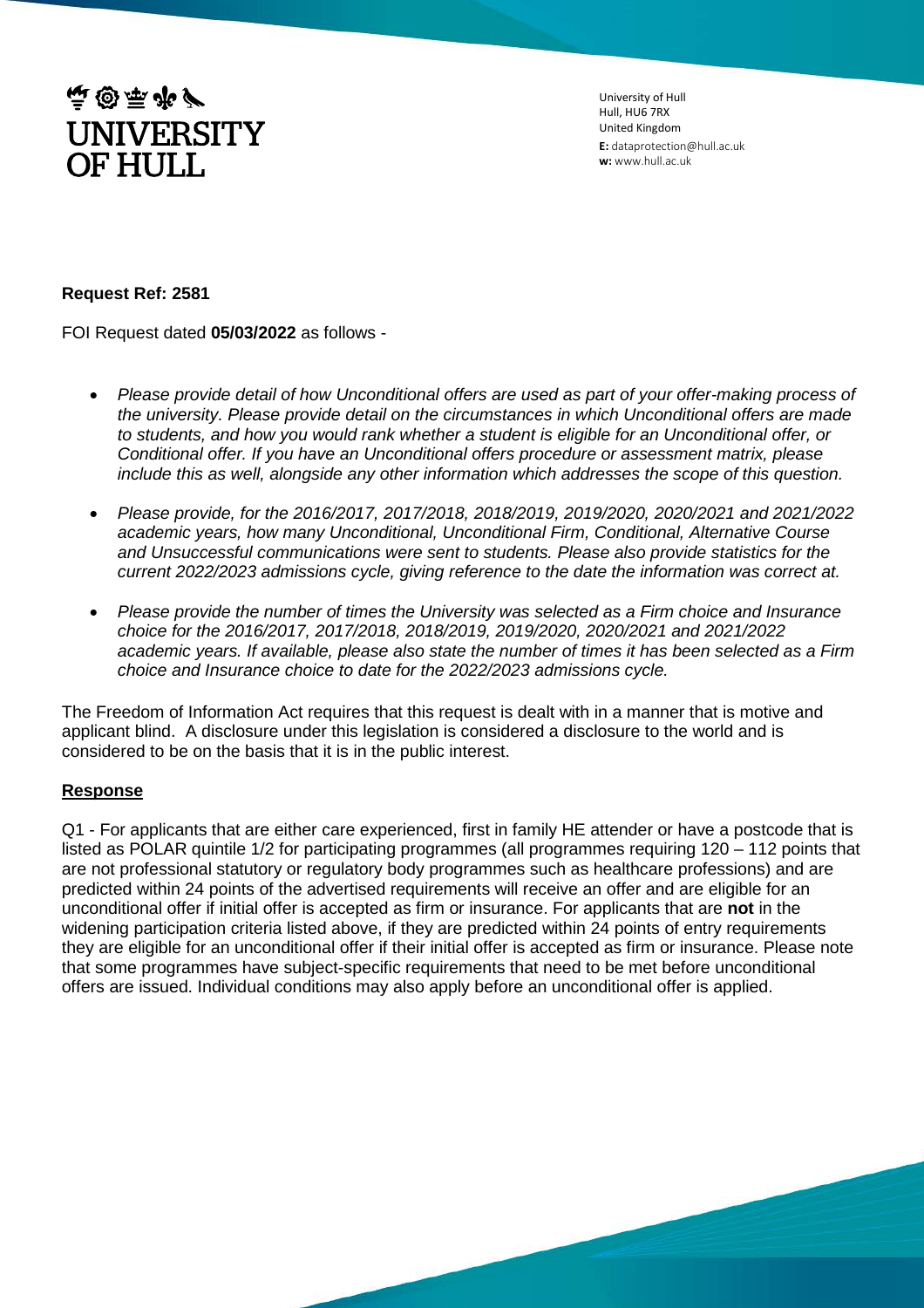# UNIVERSITY OF HULL

University of Hull
Hull, HU6 7RX
United Kingdom
**E:** dataprotection@hull.ac.uk
**w:** www.hull.ac.uk

**Request Ref: 2581**

FOI Request dated **05/03/2022** as follows -

- *Please provide detail of how Unconditional offers are used as part of your offer-making process of the university. Please provide detail on the circumstances in which Unconditional offers are made to students, and how you would rank whether a student is eligible for an Unconditional offer, or Conditional offer. If you have an Unconditional offers procedure or assessment matrix, please include this as well, alongside any other information which addresses the scope of this question.*
- *Please provide, for the 2016/2017, 2017/2018, 2018/2019, 2019/2020, 2020/2021 and 2021/2022 academic years, how many Unconditional, Unconditional Firm, Conditional, Alternative Course and Unsuccessful communications were sent to students. Please also provide statistics for the current 2022/2023 admissions cycle, giving reference to the date the information was correct at.*
- *Please provide the number of times the University was selected as a Firm choice and Insurance choice for the 2016/2017, 2017/2018, 2018/2019, 2019/2020, 2020/2021 and 2021/2022 academic years. If available, please also state the number of times it has been selected as a Firm choice and Insurance choice to date for the 2022/2023 admissions cycle.*

The Freedom of Information Act requires that this request is dealt with in a manner that is motive and applicant blind. A disclosure under this legislation is considered a disclosure to the world and is considered to be on the basis that it is in the public interest.

**Response**

Q1 - For applicants that are either care experienced, first in family HE attender or have a postcode that is listed as POLAR quintile 1/2 for participating programmes (all programmes requiring 120 – 112 points that are not professional statutory or regulatory body programmes such as healthcare professions) and are predicted within 24 points of the advertised requirements will receive an offer and are eligible for an unconditional offer if initial offer is accepted as firm or insurance. For applicants that are **not** in the widening participation criteria listed above, if they are predicted within 24 points of entry requirements they are eligible for an unconditional offer if their initial offer is accepted as firm or insurance. Please note that some programmes have subject-specific requirements that need to be met before unconditional offers are issued. Individual conditions may also apply before an unconditional offer is applied.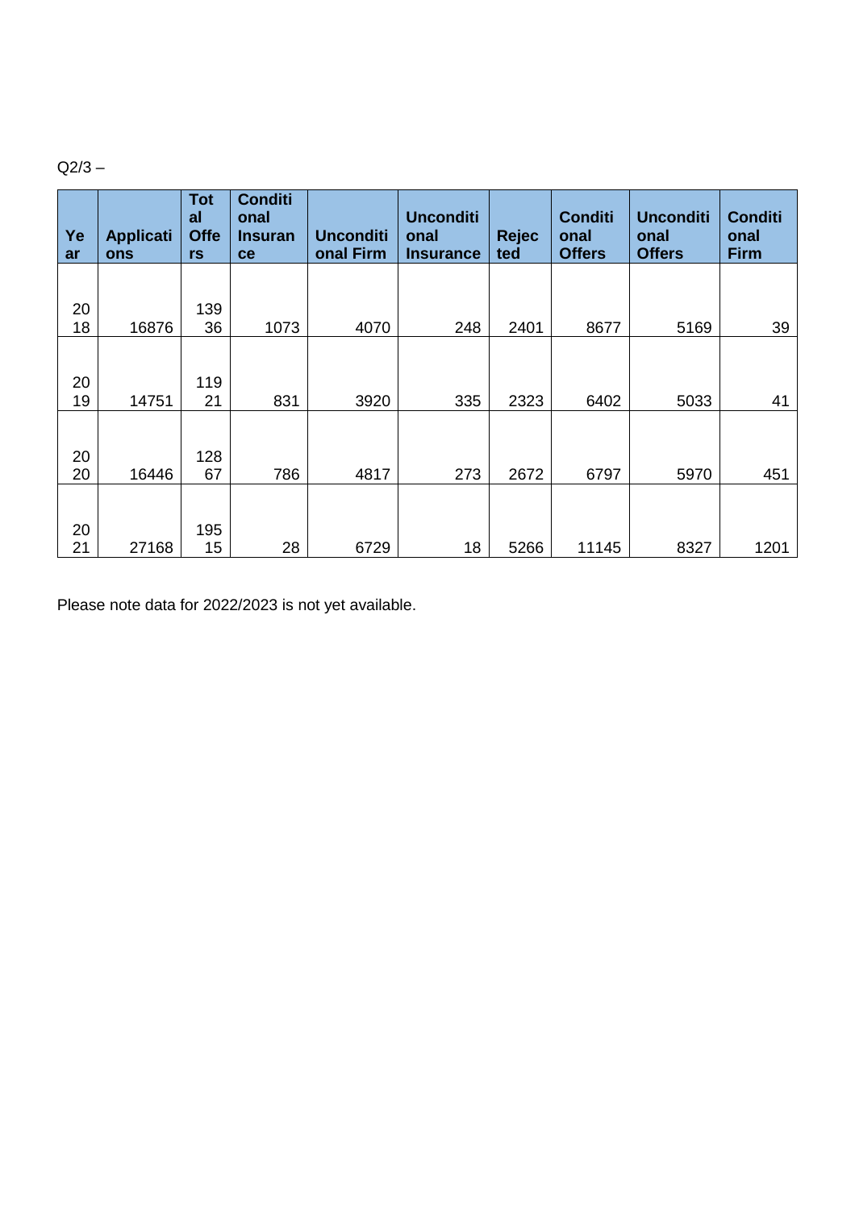Q2/3 –

| Year | Applications | Total Offers | Conditional Insurance | Unconditional Firm | Unconditional Insurance | Rejected | Conditional Offers | Unconditional Offers | Conditional Firm |
|---|---|---|---|---|---|---|---|---|---|
| 2018 | 16876 | 13936 | 1073 | 4070 | 248 | 2401 | 8677 | 5169 | 39 |
| 2019 | 14751 | 11921 | 831 | 3920 | 335 | 2323 | 6402 | 5033 | 41 |
| 2020 | 16446 | 12867 | 786 | 4817 | 273 | 2672 | 6797 | 5970 | 451 |
| 2021 | 27168 | 19515 | 28 | 6729 | 18 | 5266 | 11145 | 8327 | 1201 |

Please note data for 2022/2023 is not yet available.